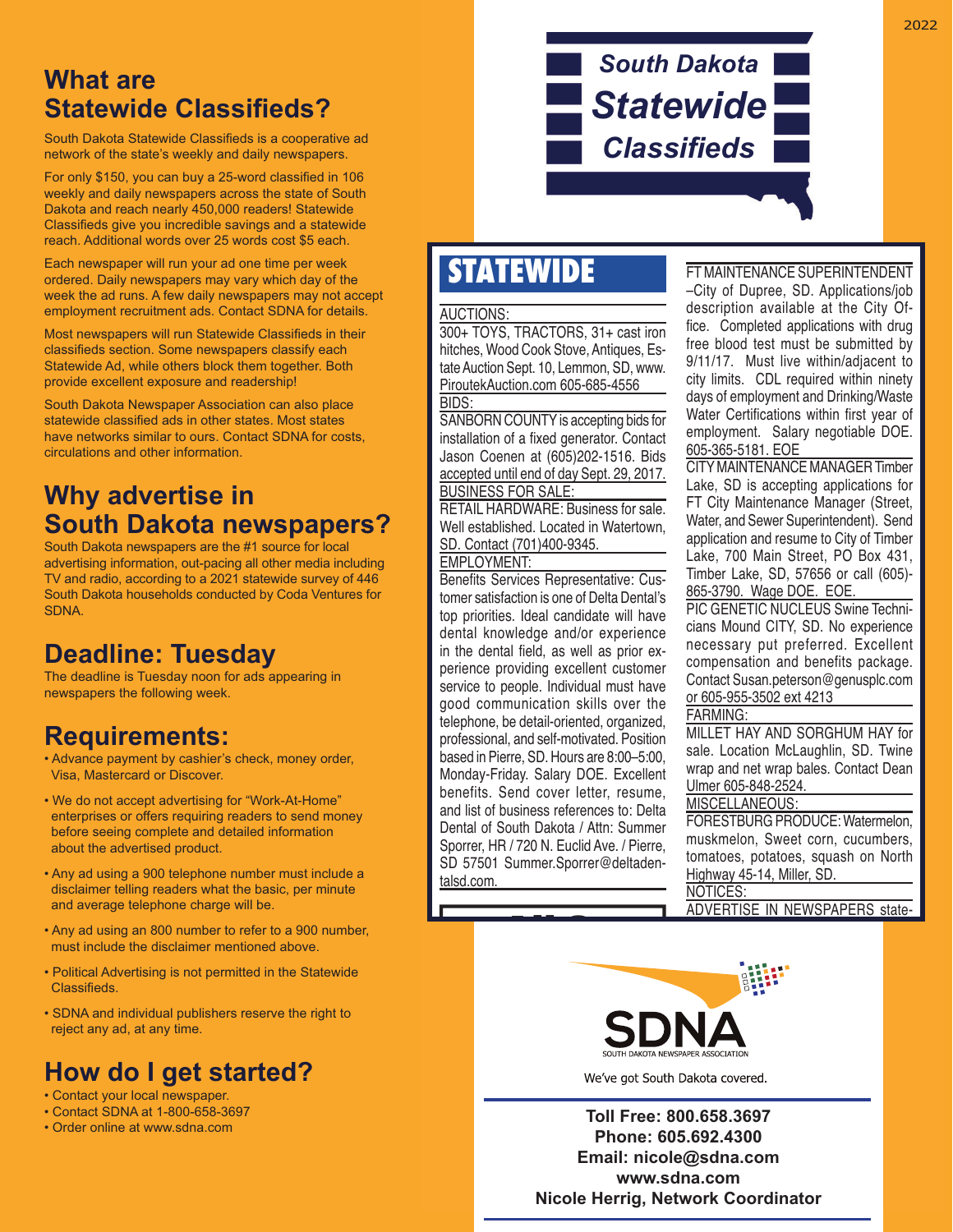## What are Statewide Classifieds?

South Dakota Statewide Classifieds is a cooperative ad network of the state's weekly and daily newspapers.

For only $150, you can buy a 25-word classified in 106 weekly and daily newspapers across the state of South Dakota and reach nearly 450,000 readers! Statewide Classifieds give you incredible savings and a statewide reach. Additional words over 25 words cost $5 each.

Each newspaper will run your ad one time per week ordered. Daily newspapers may vary which day of the week the ad runs. A few daily newspapers may not accept employment recruitment ads. Contact SDNA for details.

Most newspapers will run Statewide Classifieds in their classifieds section. Some newspapers classify each Statewide Ad, while others block them together. Both provide excellent exposure and readership!

South Dakota Newspaper Association can also place statewide classified ads in other states. Most states have networks similar to ours. Contact SDNA for costs, circulations and other information.

## Why advertise in South Dakota newspapers?

South Dakota newspapers are the #1 source for local advertising information, out-pacing all other media including TV and radio, according to a 2021 statewide survey of 446 South Dakota households conducted by Coda Ventures for SDNA.

## Deadline: Tuesday

The deadline is Tuesday noon for ads appearing in newspapers the following week.

## Requirements:

- Advance payment by cashier's check, money order, Visa, Mastercard or Discover.
- We do not accept advertising for "Work-At-Home" enterprises or offers requiring readers to send money before seeing complete and detailed information about the advertised product.
- Any ad using a 900 telephone number must include a disclaimer telling readers what the basic, per minute and average telephone charge will be.
- Any ad using an 800 number to refer to a 900 number, must include the disclaimer mentioned above.
- Political Advertising is not permitted in the Statewide Classifieds.
- SDNA and individual publishers reserve the right to reject any ad, at any time.

## How do I get started?

- Contact your local newspaper.
- Contact SDNA at 1-800-658-3697
- Order online at www.sdna.com

# South Dakota Statewide Classifieds

## STATEWIDE

AUCTIONS:

300+ TOYS, TRACTORS, 31+ cast iron hitches, Wood Cook Stove, Antiques, Estate Auction Sept. 10, Lemmon, SD, www.PiroutekAuction.com 605-685-4556

BIDS:

SANBORN COUNTY is accepting bids for installation of a fixed generator. Contact Jason Coenen at (605)202-1516. Bids accepted until end of day Sept. 29, 2017.

BUSINESS FOR SALE:

RETAIL HARDWARE: Business for sale. Well established. Located in Watertown, SD. Contact (701)400-9345.

EMPLOYMENT:

Benefits Services Representative: Customer satisfaction is one of Delta Dental's top priorities. Ideal candidate will have dental knowledge and/or experience in the dental field, as well as prior experience providing excellent customer service to people. Individual must have good communication skills over the telephone, be detail-oriented, organized, professional, and self-motivated. Position based in Pierre, SD. Hours are 8:00–5:00, Monday-Friday. Salary DOE. Excellent benefits. Send cover letter, resume, and list of business references to: Delta Dental of South Dakota / Attn: Summer Sporrer, HR / 720 N. Euclid Ave. / Pierre, SD 57501 Summer.Sporrer@deltadentalsd.com.

FT MAINTENANCE SUPERINTENDENT –City of Dupree, SD. Applications/job description available at the City Office. Completed applications with drug free blood test must be submitted by 9/11/17. Must live within/adjacent to city limits. CDL required within ninety days of employment and Drinking/Waste Water Certifications within first year of employment. Salary negotiable DOE. 605-365-5181. EOE

CITY MAINTENANCE MANAGER Timber Lake, SD is accepting applications for FT City Maintenance Manager (Street, Water, and Sewer Superintendent). Send application and resume to City of Timber Lake, 700 Main Street, PO Box 431, Timber Lake, SD, 57656 or call (605)-865-3790. Wage DOE. EOE.

PIC GENETIC NUCLEUS Swine Technicians Mound CITY, SD. No experience necessary put preferred. Excellent compensation and benefits package. Contact Susan.peterson@genusplc.com or 605-955-3502 ext 4213

FARMING:

MILLET HAY AND SORGHUM HAY for sale. Location McLaughlin, SD. Twine wrap and net wrap bales. Contact Dean Ulmer 605-848-2524.

MISCELLANEOUS:

FORESTBURG PRODUCE: Watermelon, muskmelon, Sweet corn, cucumbers, tomatoes, potatoes, squash on North Highway 45-14, Miller, SD.

NOTICES:

ADVERTISE IN NEWSPAPERS state-

SDNA
SOUTH DAKOTA NEWSPAPER ASSOCIATION

We've got South Dakota covered.

**Toll Free: 800.658.3697**
**Phone: 605.692.4300**
**Email: nicole@sdna.com**
**www.sdna.com**
**Nicole Herrig, Network Coordinator**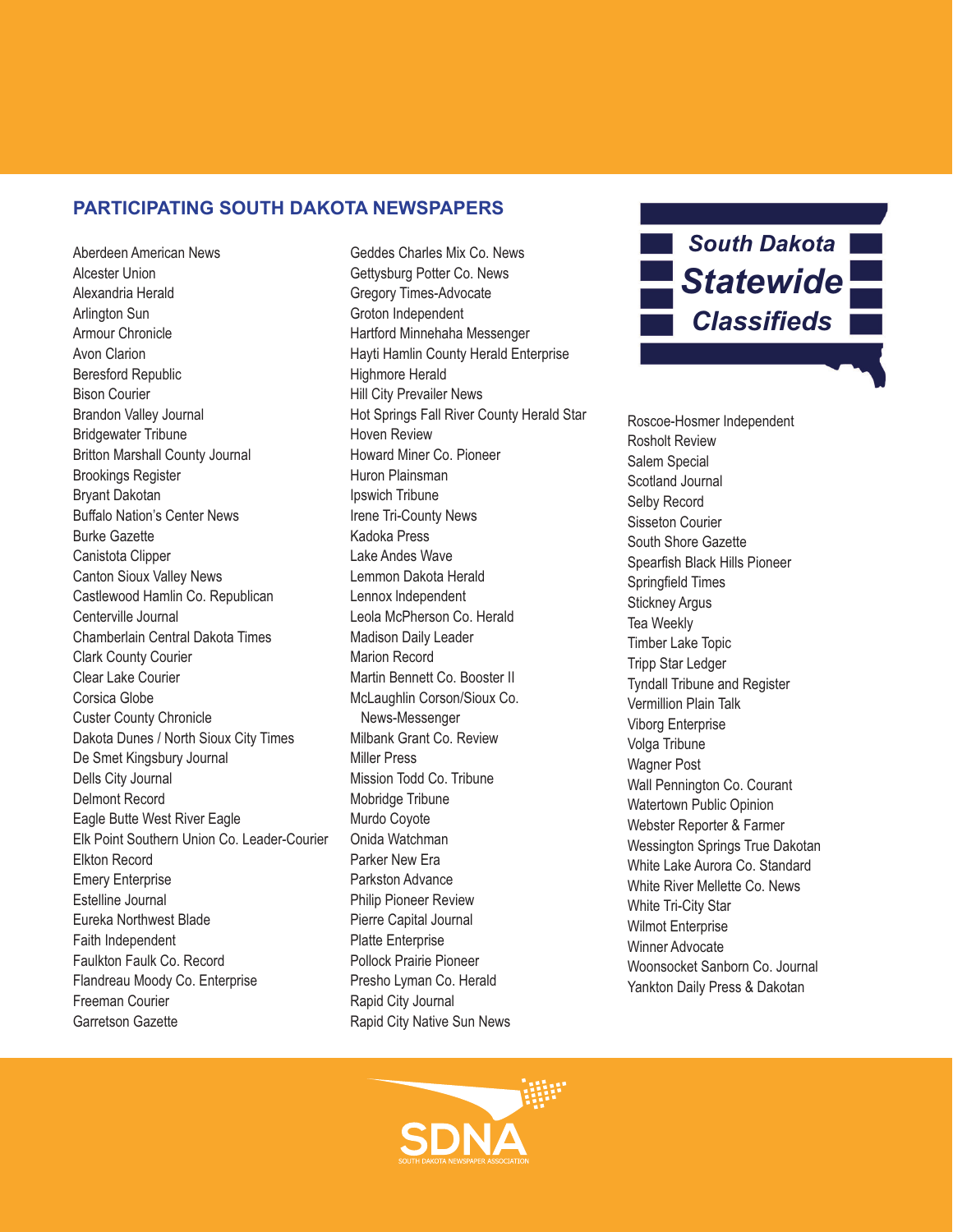## PARTICIPATING SOUTH DAKOTA NEWSPAPERS

Aberdeen American News
Alcester Union
Alexandria Herald
Arlington Sun
Armour Chronicle
Avon Clarion
Beresford Republic
Bison Courier
Brandon Valley Journal
Bridgewater Tribune
Britton Marshall County Journal
Brookings Register
Bryant Dakotan
Buffalo Nation's Center News
Burke Gazette
Canistota Clipper
Canton Sioux Valley News
Castlewood Hamlin Co. Republican
Centerville Journal
Chamberlain Central Dakota Times
Clark County Courier
Clear Lake Courier
Corsica Globe
Custer County Chronicle
Dakota Dunes / North Sioux City Times
De Smet Kingsbury Journal
Dells City Journal
Delmont Record
Eagle Butte West River Eagle
Elk Point Southern Union Co. Leader-Courier
Elkton Record
Emery Enterprise
Estelline Journal
Eureka Northwest Blade
Faith Independent
Faulkton Faulk Co. Record
Flandreau Moody Co. Enterprise
Freeman Courier
Garretson Gazette
Geddes Charles Mix Co. News
Gettysburg Potter Co. News
Gregory Times-Advocate
Groton Independent
Hartford Minnehaha Messenger
Hayti Hamlin County Herald Enterprise
Highmore Herald
Hill City Prevailer News
Hot Springs Fall River County Herald Star
Hoven Review
Howard Miner Co. Pioneer
Huron Plainsman
Ipswich Tribune
Irene Tri-County News
Kadoka Press
Lake Andes Wave
Lemmon Dakota Herald
Lennox Independent
Leola McPherson Co. Herald
Madison Daily Leader
Marion Record
Martin Bennett Co. Booster II
McLaughlin Corson/Sioux Co. News-Messenger
Milbank Grant Co. Review
Miller Press
Mission Todd Co. Tribune
Mobridge Tribune
Murdo Coyote
Onida Watchman
Parker New Era
Parkston Advance
Philip Pioneer Review
Pierre Capital Journal
Platte Enterprise
Pollock Prairie Pioneer
Presho Lyman Co. Herald
Rapid City Journal
Rapid City Native Sun News

South Dakota Statewide Classifieds

Roscoe-Hosmer Independent
Rosholt Review
Salem Special
Scotland Journal
Selby Record
Sisseton Courier
South Shore Gazette
Spearfish Black Hills Pioneer
Springfield Times
Stickney Argus
Tea Weekly
Timber Lake Topic
Tripp Star Ledger
Tyndall Tribune and Register
Vermillion Plain Talk
Viborg Enterprise
Volga Tribune
Wagner Post
Wall Pennington Co. Courant
Watertown Public Opinion
Webster Reporter & Farmer
Wessington Springs True Dakotan
White Lake Aurora Co. Standard
White River Mellette Co. News
White Tri-City Star
Wilmot Enterprise
Winner Advocate
Woonsocket Sanborn Co. Journal
Yankton Daily Press & Dakotan

SDNA
SOUTH DAKOTA NEWSPAPER ASSOCIATION